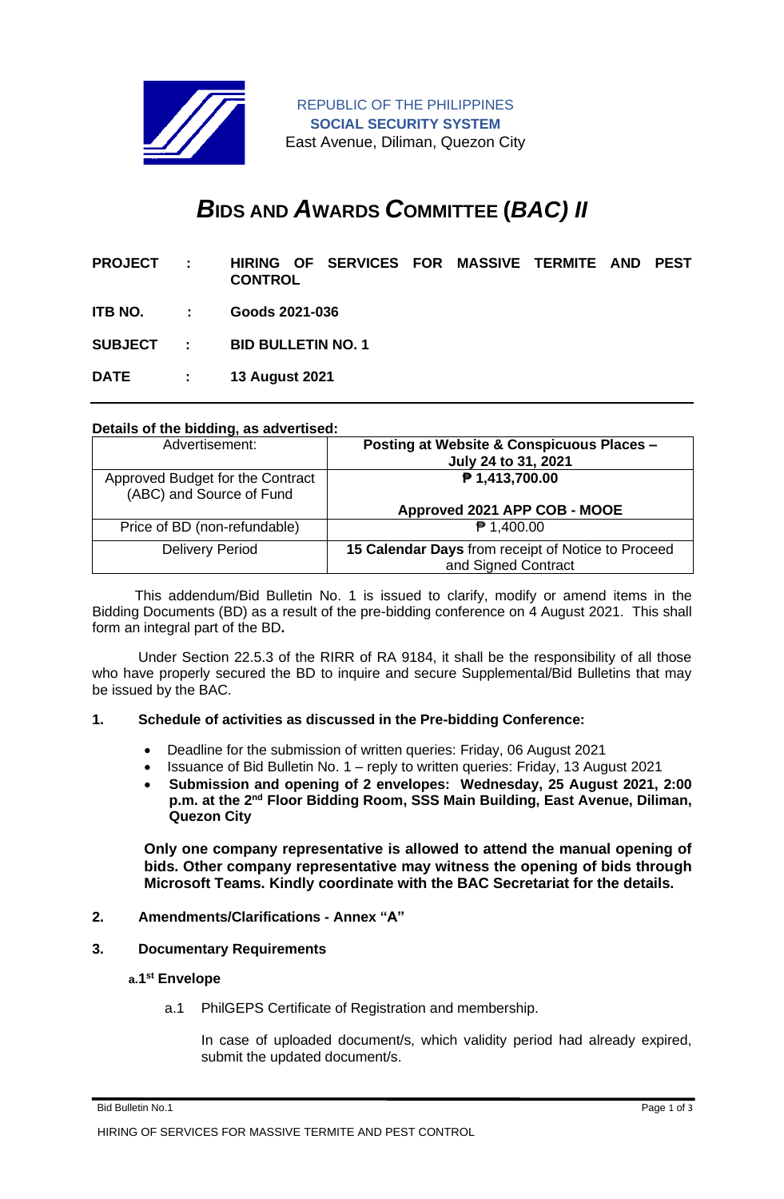REPUBLIC OF THE PHILIPPINES
**SOCIAL SECURITY SYSTEM**
East Avenue, Diliman, Quezon City

# ***B*IDS AND *A*WARDS *C*OMMITTEE (*BAC) II***

| | | |
|---|---|---|
| **PROJECT** | **:** | **HIRING OF SERVICES FOR MASSIVE TERMITE AND PEST CONTROL** |
| **ITB NO.** | **:** | **Goods 2021-036** |
| **SUBJECT** | **:** | **BID BULLETIN NO. 1** |
| **DATE** | **:** | **13 August 2021** |

---

**Details of the bidding, as advertised:**

| Advertisement: | **Posting at Website & Conspicuous Places – July 24 to 31, 2021** |
|---|---|
| Approved Budget for the Contract (ABC) and Source of Fund | **₱ 1,413,700.00**<br><br>**Approved 2021 APP COB - MOOE** |
| Price of BD (non-refundable) | ₱ 1,400.00 |
| Delivery Period | **15 Calendar Days** from receipt of Notice to Proceed and Signed Contract |

This addendum/Bid Bulletin No. 1 is issued to clarify, modify or amend items in the Bidding Documents (BD) as a result of the pre-bidding conference on 4 August 2021. This shall form an integral part of the BD**.**

Under Section 22.5.3 of the RIRR of RA 9184, it shall be the responsibility of all those who have properly secured the BD to inquire and secure Supplemental/Bid Bulletins that may be issued by the BAC.

**1. Schedule of activities as discussed in the Pre-bidding Conference:**

- Deadline for the submission of written queries: Friday, 06 August 2021
- Issuance of Bid Bulletin No. 1 – reply to written queries: Friday, 13 August 2021
- **Submission and opening of 2 envelopes: Wednesday, 25 August 2021, 2:00 p.m. at the 2nd Floor Bidding Room, SSS Main Building, East Avenue, Diliman, Quezon City**

**Only one company representative is allowed to attend the manual opening of bids. Other company representative may witness the opening of bids through Microsoft Teams. Kindly coordinate with the BAC Secretariat for the details.**

**2. Amendments/Clarifications - Annex "A"**

**3. Documentary Requirements**

**a. 1st Envelope**

a.1 PhilGEPS Certificate of Registration and membership.

In case of uploaded document/s, which validity period had already expired, submit the updated document/s.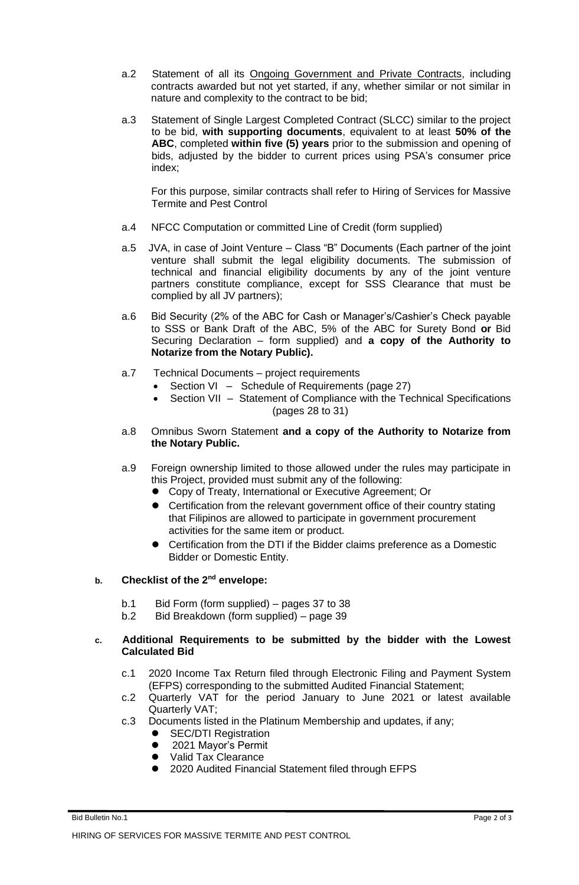a.2 Statement of all its Ongoing Government and Private Contracts, including contracts awarded but not yet started, if any, whether similar or not similar in nature and complexity to the contract to be bid;

a.3 Statement of Single Largest Completed Contract (SLCC) similar to the project to be bid, **with supporting documents**, equivalent to at least **50% of the ABC**, completed **within five (5) years** prior to the submission and opening of bids, adjusted by the bidder to current prices using PSA's consumer price index;

For this purpose, similar contracts shall refer to Hiring of Services for Massive Termite and Pest Control

a.4 NFCC Computation or committed Line of Credit (form supplied)

a.5 JVA, in case of Joint Venture – Class "B" Documents (Each partner of the joint venture shall submit the legal eligibility documents. The submission of technical and financial eligibility documents by any of the joint venture partners constitute compliance, except for SSS Clearance that must be complied by all JV partners);

a.6 Bid Security (2% of the ABC for Cash or Manager's/Cashier's Check payable to SSS or Bank Draft of the ABC, 5% of the ABC for Surety Bond **or** Bid Securing Declaration – form supplied) and **a copy of the Authority to Notarize from the Notary Public).**

a.7 Technical Documents – project requirements

- Section VI – Schedule of Requirements (page 27)
- Section VII – Statement of Compliance with the Technical Specifications (pages 28 to 31)

a.8 Omnibus Sworn Statement **and a copy of the Authority to Notarize from the Notary Public.**

a.9 Foreign ownership limited to those allowed under the rules may participate in this Project, provided must submit any of the following:

- Copy of Treaty, International or Executive Agreement; Or
- Certification from the relevant government office of their country stating that Filipinos are allowed to participate in government procurement activities for the same item or product.
- Certification from the DTI if the Bidder claims preference as a Domestic Bidder or Domestic Entity.

**b. Checklist of the 2nd envelope:**

b.1 Bid Form (form supplied) – pages 37 to 38

b.2 Bid Breakdown (form supplied) – page 39

**c. Additional Requirements to be submitted by the bidder with the Lowest Calculated Bid**

c.1 2020 Income Tax Return filed through Electronic Filing and Payment System (EFPS) corresponding to the submitted Audited Financial Statement;

c.2 Quarterly VAT for the period January to June 2021 or latest available Quarterly VAT;

c.3 Documents listed in the Platinum Membership and updates, if any;

- SEC/DTI Registration
- 2021 Mayor's Permit
- Valid Tax Clearance
- 2020 Audited Financial Statement filed through EFPS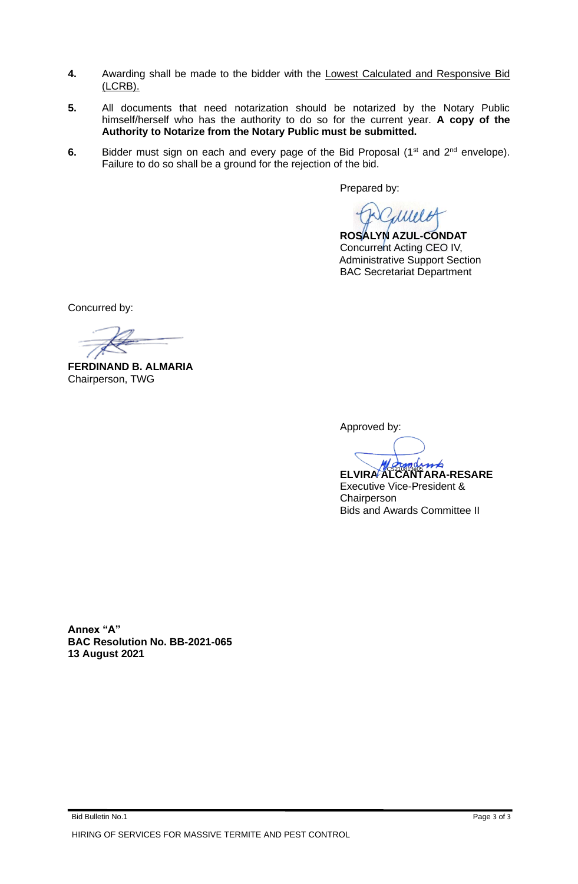4. Awarding shall be made to the bidder with the <u>Lowest Calculated and Responsive Bid (LCRB).</u>

5. All documents that need notarization should be notarized by the Notary Public himself/herself who has the authority to do so for the current year. **A copy of the Authority to Notarize from the Notary Public must be submitted.**

6. Bidder must sign on each and every page of the Bid Proposal (1st and 2nd envelope). Failure to do so shall be a ground for the rejection of the bid.

Prepared by:

**ROSALYN AZUL-CONDAT**
Concurrent Acting CEO IV,
Administrative Support Section
BAC Secretariat Department

Concurred by:

**FERDINAND B. ALMARIA**
Chairperson, TWG

Approved by:

**ELVIRA ALCANTARA-RESARE**
Executive Vice-President &
Chairperson
Bids and Awards Committee II

**Annex "A"**
**BAC Resolution No. BB-2021-065**
**13 August 2021**